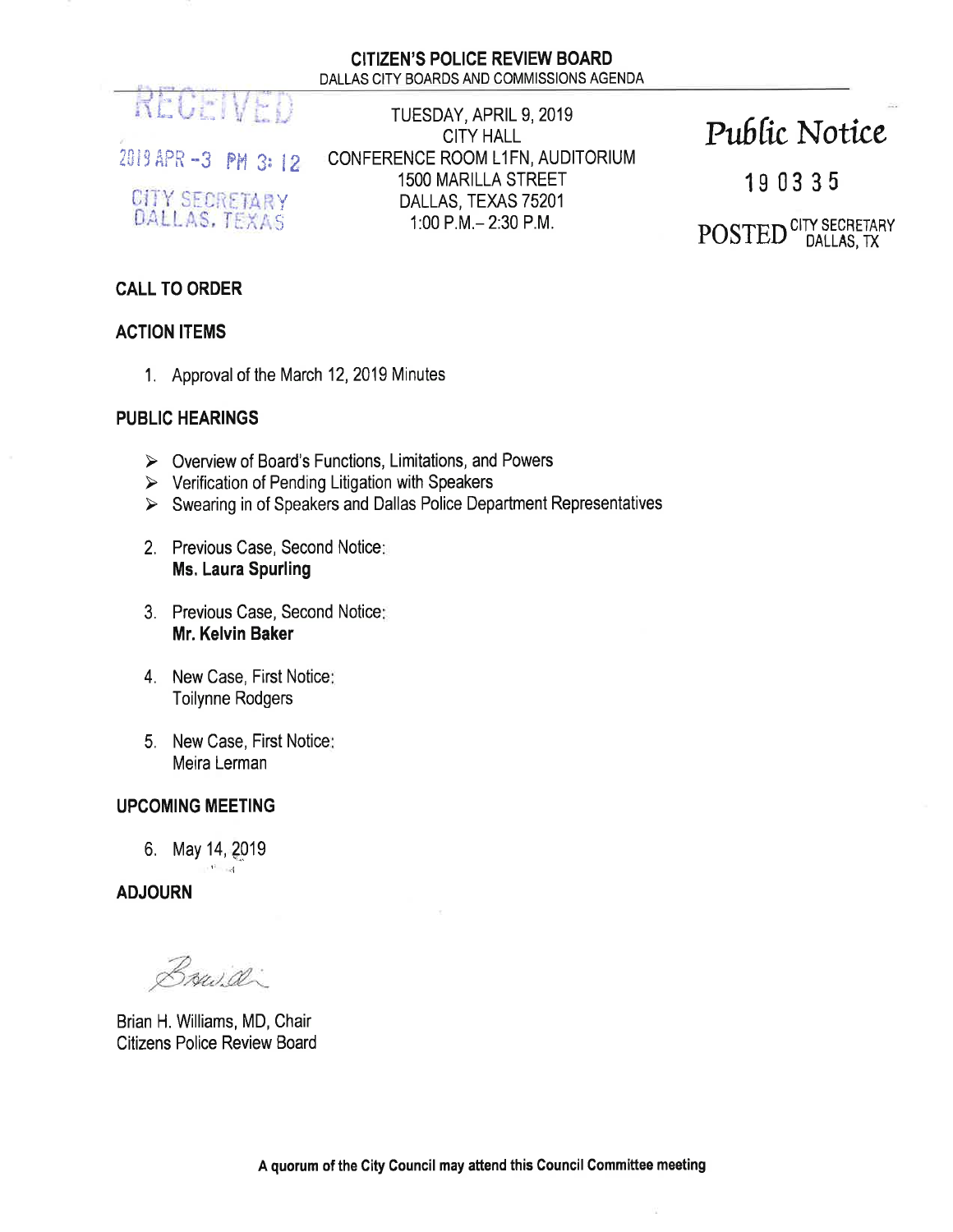**CITIZEN'S POLICE REVIEW BOARD**
DALLAS CITY BOARDS AND COMMISSIONS AGENDA

RECEIVED
2019 APR -3 PM 3:12
CITY SECRETARY
DALLAS, TEXAS

TUESDAY, APRIL 9, 2019
CITY HALL
CONFERENCE ROOM L1FN, AUDITORIUM
1500 MARILLA STREET
DALLAS, TEXAS 75201
1:00 P.M.– 2:30 P.M.

Public Notice
190335
POSTED CITY SECRETARY DALLAS, TX

**CALL TO ORDER**

**ACTION ITEMS**

1. Approval of the March 12, 2019 Minutes

**PUBLIC HEARINGS**

- Overview of Board's Functions, Limitations, and Powers
- Verification of Pending Litigation with Speakers
- Swearing in of Speakers and Dallas Police Department Representatives

2. Previous Case, Second Notice:
   **Ms. Laura Spurling**

3. Previous Case, Second Notice:
   **Mr. Kelvin Baker**

4. New Case, First Notice:
   Toilynne Rodgers

5. New Case, First Notice:
   Meira Lerman

**UPCOMING MEETING**

6. May 14, 2019

**ADJOURN**

Brian H. Williams, MD, Chair
Citizens Police Review Board

**A quorum of the City Council may attend this Council Committee meeting**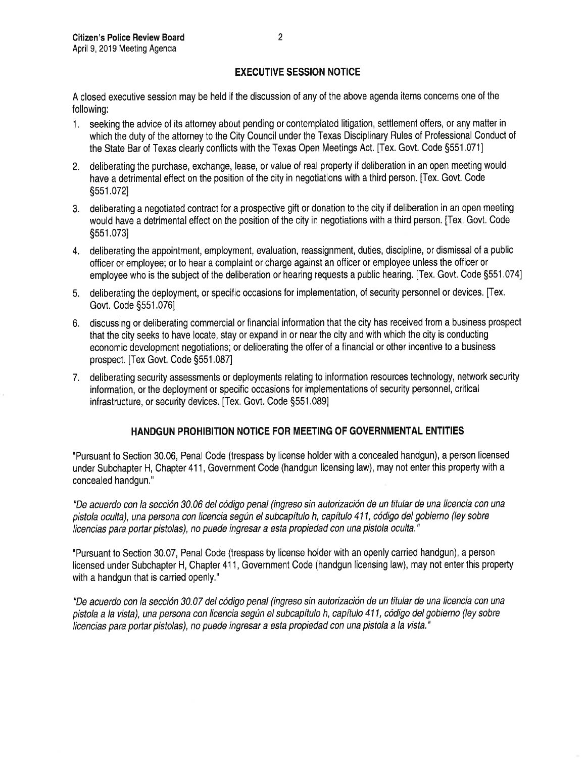## EXECUTIVE SESSION NOTICE

A closed executive session may be held if the discussion of any of the above agenda items concerns one of the following:

1. seeking the advice of its attorney about pending or contemplated litigation, settlement offers, or any matter in which the duty of the attorney to the City Council under the Texas Disciplinary Rules of Professional Conduct of the State Bar of Texas clearly conflicts with the Texas Open Meetings Act. [Tex. Govt. Code §551.071]
2. deliberating the purchase, exchange, lease, or value of real property if deliberation in an open meeting would have a detrimental effect on the position of the city in negotiations with a third person. [Tex. Govt. Code §551.072]
3. deliberating a negotiated contract for a prospective gift or donation to the city if deliberation in an open meeting would have a detrimental effect on the position of the city in negotiations with a third person. [Tex. Govt. Code §551.073]
4. deliberating the appointment, employment, evaluation, reassignment, duties, discipline, or dismissal of a public officer or employee; or to hear a complaint or charge against an officer or employee unless the officer or employee who is the subject of the deliberation or hearing requests a public hearing. [Tex. Govt. Code §551.074]
5. deliberating the deployment, or specific occasions for implementation, of security personnel or devices. [Tex. Govt. Code §551.076]
6. discussing or deliberating commercial or financial information that the city has received from a business prospect that the city seeks to have locate, stay or expand in or near the city and with which the city is conducting economic development negotiations; or deliberating the offer of a financial or other incentive to a business prospect. [Tex Govt. Code §551.087]
7. deliberating security assessments or deployments relating to information resources technology, network security information, or the deployment or specific occasions for implementations of security personnel, critical infrastructure, or security devices. [Tex. Govt. Code §551.089]

## HANDGUN PROHIBITION NOTICE FOR MEETING OF GOVERNMENTAL ENTITIES

"Pursuant to Section 30.06, Penal Code (trespass by license holder with a concealed handgun), a person licensed under Subchapter H, Chapter 411, Government Code (handgun licensing law), may not enter this property with a concealed handgun."

*"De acuerdo con la sección 30.06 del código penal (ingreso sin autorización de un titular de una licencia con una pistola oculta), una persona con licencia según el subcapítulo h, capítulo 411, código del gobierno (ley sobre licencias para portar pistolas), no puede ingresar a esta propiedad con una pistola oculta."*

"Pursuant to Section 30.07, Penal Code (trespass by license holder with an openly carried handgun), a person licensed under Subchapter H, Chapter 411, Government Code (handgun licensing law), may not enter this property with a handgun that is carried openly."

*"De acuerdo con la sección 30.07 del código penal (ingreso sin autorización de un titular de una licencia con una pistola a la vista), una persona con licencia según el subcapítulo h, capítulo 411, código del gobierno (ley sobre licencias para portar pistolas), no puede ingresar a esta propiedad con una pistola a la vista."*